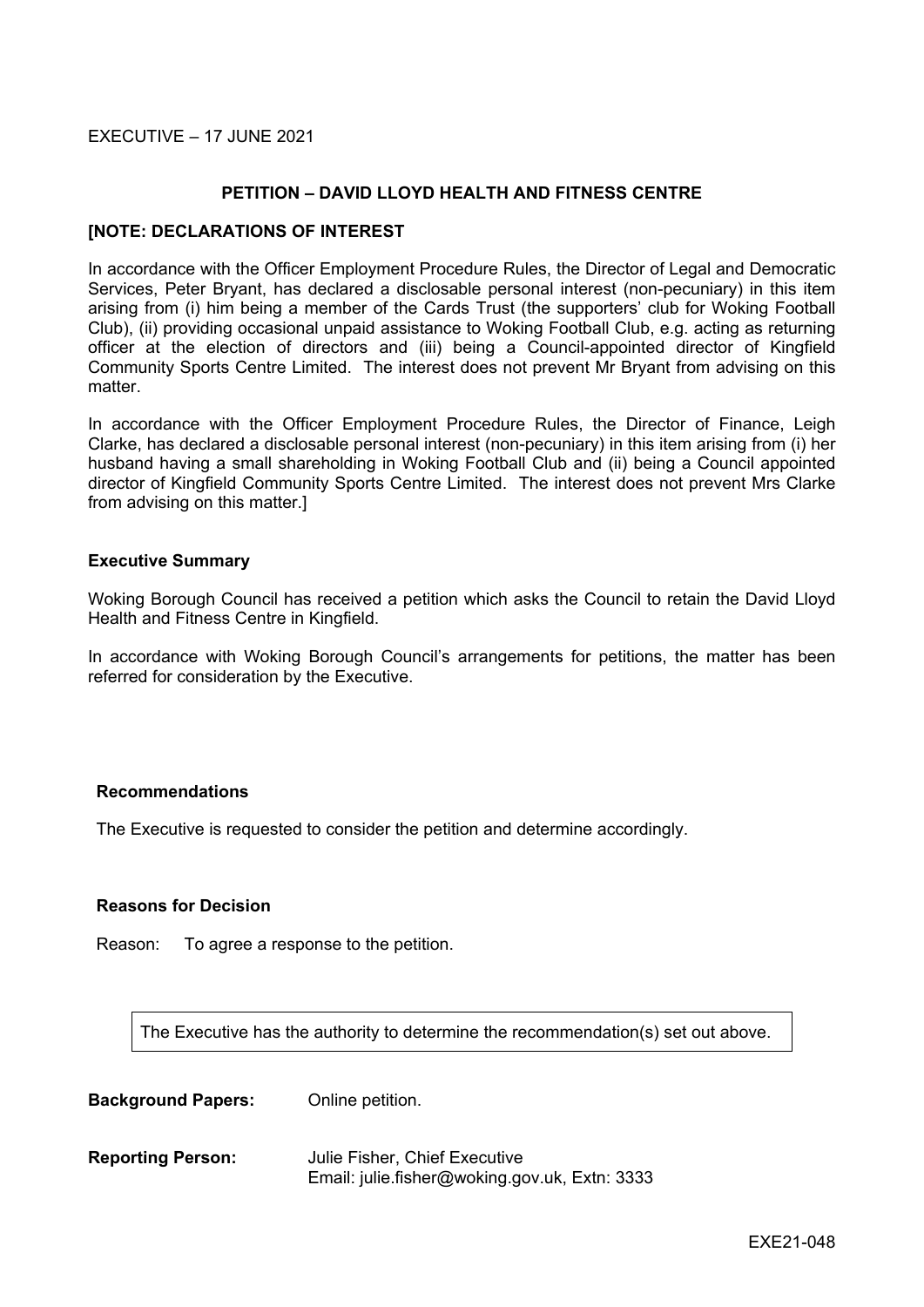EXECUTIVE – 17 JUNE 2021

## PETITION – DAVID LLOYD HEALTH AND FITNESS CENTRE

**[NOTE: DECLARATIONS OF INTEREST**

In accordance with the Officer Employment Procedure Rules, the Director of Legal and Democratic Services, Peter Bryant, has declared a disclosable personal interest (non-pecuniary) in this item arising from (i) him being a member of the Cards Trust (the supporters' club for Woking Football Club), (ii) providing occasional unpaid assistance to Woking Football Club, e.g. acting as returning officer at the election of directors and (iii) being a Council-appointed director of Kingfield Community Sports Centre Limited. The interest does not prevent Mr Bryant from advising on this matter.

In accordance with the Officer Employment Procedure Rules, the Director of Finance, Leigh Clarke, has declared a disclosable personal interest (non-pecuniary) in this item arising from (i) her husband having a small shareholding in Woking Football Club and (ii) being a Council appointed director of Kingfield Community Sports Centre Limited. The interest does not prevent Mrs Clarke from advising on this matter.]

**Executive Summary**

Woking Borough Council has received a petition which asks the Council to retain the David Lloyd Health and Fitness Centre in Kingfield.

In accordance with Woking Borough Council's arrangements for petitions, the matter has been referred for consideration by the Executive.

**Recommendations**

The Executive is requested to consider the petition and determine accordingly.

**Reasons for Decision**

Reason: To agree a response to the petition.

The Executive has the authority to determine the recommendation(s) set out above.

**Background Papers:** Online petition.

**Reporting Person:** Julie Fisher, Chief Executive
Email: julie.fisher@woking.gov.uk, Extn: 3333

EXE21-048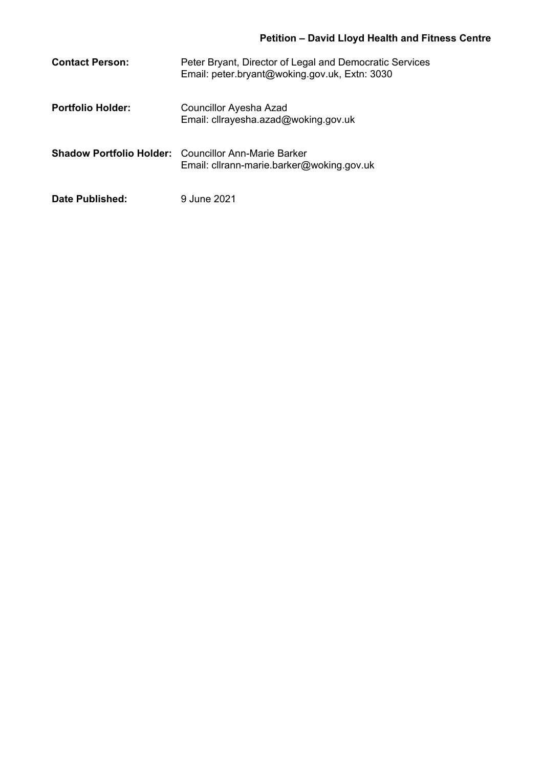**Petition – David Lloyd Health and Fitness Centre**

| | |
|---|---|
| **Contact Person:** | Peter Bryant, Director of Legal and Democratic Services<br>Email: peter.bryant@woking.gov.uk, Extn: 3030 |
| **Portfolio Holder:** | Councillor Ayesha Azad<br>Email: cllrayesha.azad@woking.gov.uk |
| **Shadow Portfolio Holder:** | Councillor Ann-Marie Barker<br>Email: cllrann-marie.barker@woking.gov.uk |
| **Date Published:** | 9 June 2021 |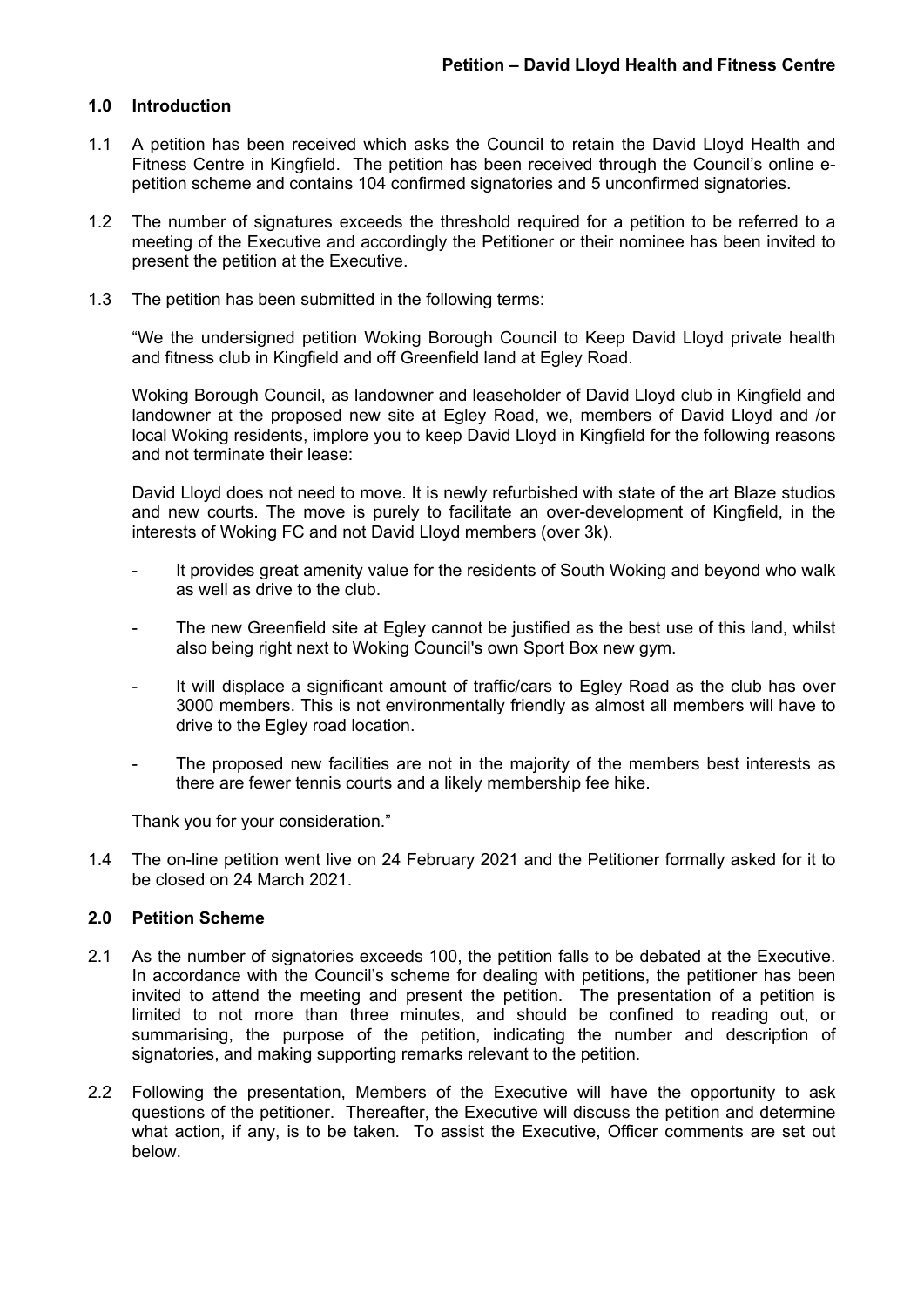**Petition – David Lloyd Health and Fitness Centre**

## 1.0 Introduction

1.1 A petition has been received which asks the Council to retain the David Lloyd Health and Fitness Centre in Kingfield. The petition has been received through the Council's online e-petition scheme and contains 104 confirmed signatories and 5 unconfirmed signatories.

1.2 The number of signatures exceeds the threshold required for a petition to be referred to a meeting of the Executive and accordingly the Petitioner or their nominee has been invited to present the petition at the Executive.

1.3 The petition has been submitted in the following terms:

"We the undersigned petition Woking Borough Council to Keep David Lloyd private health and fitness club in Kingfield and off Greenfield land at Egley Road.

Woking Borough Council, as landowner and leaseholder of David Lloyd club in Kingfield and landowner at the proposed new site at Egley Road, we, members of David Lloyd and /or local Woking residents, implore you to keep David Lloyd in Kingfield for the following reasons and not terminate their lease:

David Lloyd does not need to move. It is newly refurbished with state of the art Blaze studios and new courts. The move is purely to facilitate an over-development of Kingfield, in the interests of Woking FC and not David Lloyd members (over 3k).

- It provides great amenity value for the residents of South Woking and beyond who walk as well as drive to the club.
- The new Greenfield site at Egley cannot be justified as the best use of this land, whilst also being right next to Woking Council's own Sport Box new gym.
- It will displace a significant amount of traffic/cars to Egley Road as the club has over 3000 members. This is not environmentally friendly as almost all members will have to drive to the Egley road location.
- The proposed new facilities are not in the majority of the members best interests as there are fewer tennis courts and a likely membership fee hike.

Thank you for your consideration."

1.4 The on-line petition went live on 24 February 2021 and the Petitioner formally asked for it to be closed on 24 March 2021.

## 2.0 Petition Scheme

2.1 As the number of signatories exceeds 100, the petition falls to be debated at the Executive. In accordance with the Council's scheme for dealing with petitions, the petitioner has been invited to attend the meeting and present the petition. The presentation of a petition is limited to not more than three minutes, and should be confined to reading out, or summarising, the purpose of the petition, indicating the number and description of signatories, and making supporting remarks relevant to the petition.

2.2 Following the presentation, Members of the Executive will have the opportunity to ask questions of the petitioner. Thereafter, the Executive will discuss the petition and determine what action, if any, is to be taken. To assist the Executive, Officer comments are set out below.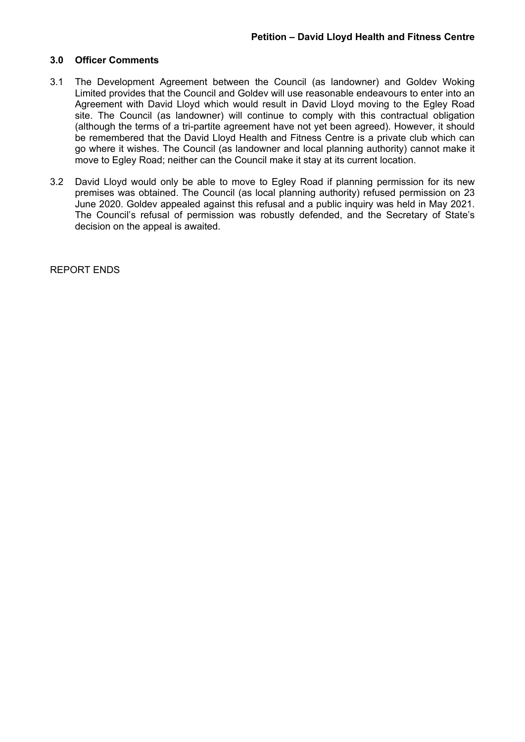### 3.0 Officer Comments

3.1 The Development Agreement between the Council (as landowner) and Goldev Woking Limited provides that the Council and Goldev will use reasonable endeavours to enter into an Agreement with David Lloyd which would result in David Lloyd moving to the Egley Road site. The Council (as landowner) will continue to comply with this contractual obligation (although the terms of a tri-partite agreement have not yet been agreed). However, it should be remembered that the David Lloyd Health and Fitness Centre is a private club which can go where it wishes. The Council (as landowner and local planning authority) cannot make it move to Egley Road; neither can the Council make it stay at its current location.

3.2 David Lloyd would only be able to move to Egley Road if planning permission for its new premises was obtained. The Council (as local planning authority) refused permission on 23 June 2020. Goldev appealed against this refusal and a public inquiry was held in May 2021. The Council's refusal of permission was robustly defended, and the Secretary of State's decision on the appeal is awaited.

REPORT ENDS